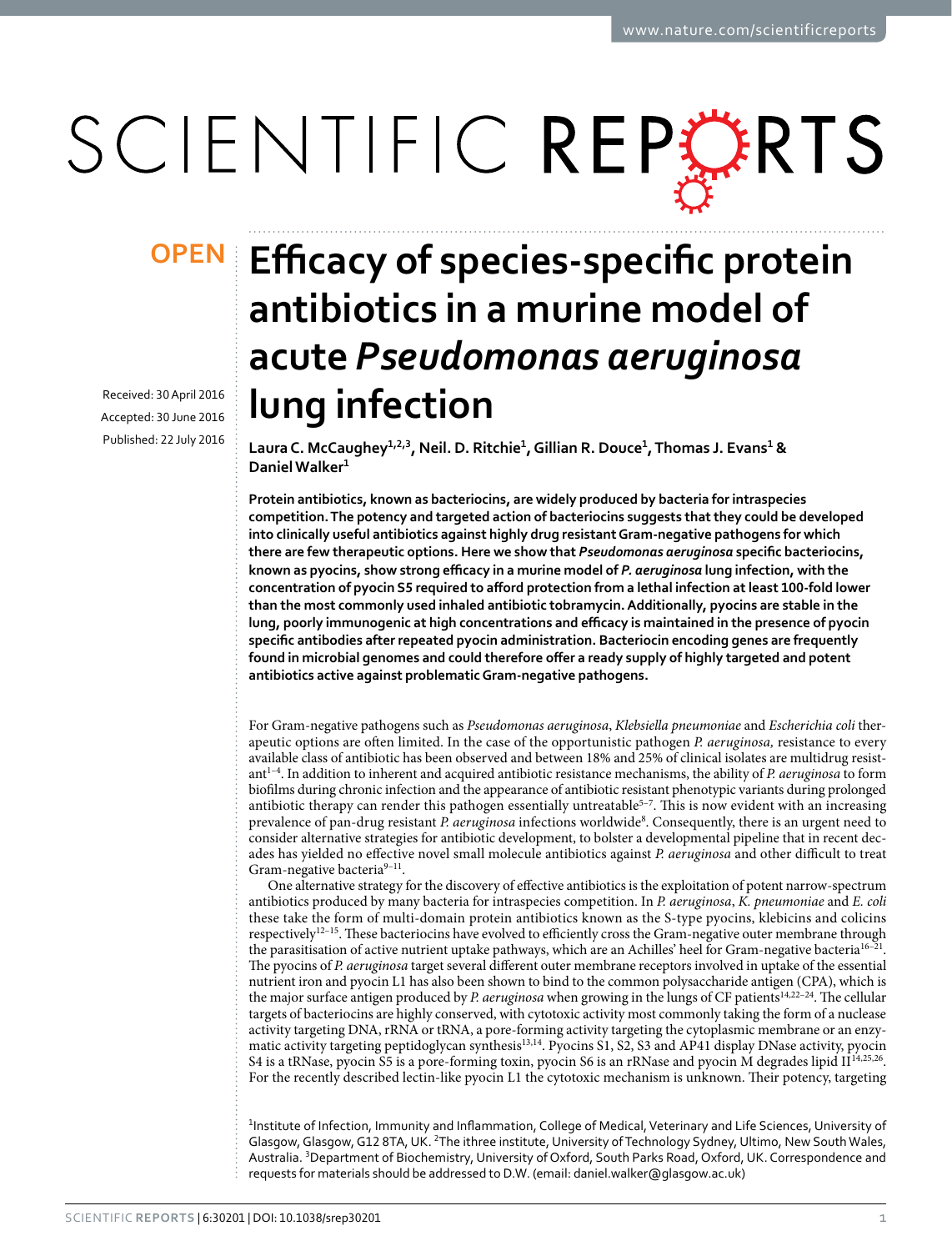OPEN

# Efficacy of species-specific protein antibiotics in a murine model of acute *Pseudomonas aeruginosa* lung infection

Received: 30 April 2016

Accepted: 30 June 2016

Published: 22 July 2016

**Laura C. McCaughey[1,2,3], Neil. D. Ritchie[1], Gillian R. Douce[1], Thomas J. Evans[1] & Daniel Walker[1]**

**Protein antibiotics, known as bacteriocins, are widely produced by bacteria for intraspecies competition. The potency and targeted action of bacteriocins suggests that they could be developed into clinically useful antibiotics against highly drug resistant Gram-negative pathogens for which there are few therapeutic options. Here we show that *Pseudomonas aeruginosa* specific bacteriocins, known as pyocins, show strong efficacy in a murine model of *P. aeruginosa* lung infection, with the concentration of pyocin S5 required to afford protection from a lethal infection at least 100-fold lower than the most commonly used inhaled antibiotic tobramycin. Additionally, pyocins are stable in the lung, poorly immunogenic at high concentrations and efficacy is maintained in the presence of pyocin specific antibodies after repeated pyocin administration. Bacteriocin encoding genes are frequently found in microbial genomes and could therefore offer a ready supply of highly targeted and potent antibiotics active against problematic Gram-negative pathogens.**

For Gram-negative pathogens such as *Pseudomonas aeruginosa*, *Klebsiella pneumoniae* and *Escherichia coli* therapeutic options are often limited. In the case of the opportunistic pathogen *P. aeruginosa,* resistance to every available class of antibiotic has been observed and between 18% and 25% of clinical isolates are multidrug resistant[1–4]. In addition to inherent and acquired antibiotic resistance mechanisms, the ability of *P. aeruginosa* to form biofilms during chronic infection and the appearance of antibiotic resistant phenotypic variants during prolonged antibiotic therapy can render this pathogen essentially untreatable[5–7]. This is now evident with an increasing prevalence of pan-drug resistant *P. aeruginosa* infections worldwide[8]. Consequently, there is an urgent need to consider alternative strategies for antibiotic development, to bolster a developmental pipeline that in recent decades has yielded no effective novel small molecule antibiotics against *P. aeruginosa* and other difficult to treat Gram-negative bacteria[9–11].

One alternative strategy for the discovery of effective antibiotics is the exploitation of potent narrow-spectrum antibiotics produced by many bacteria for intraspecies competition. In *P. aeruginosa*, *K. pneumoniae* and *E. coli* these take the form of multi-domain protein antibiotics known as the S-type pyocins, klebicins and colicins respectively[12–15]. These bacteriocins have evolved to efficiently cross the Gram-negative outer membrane through the parasitisation of active nutrient uptake pathways, which are an Achilles' heel for Gram-negative bacteria[16–21]. The pyocins of *P. aeruginosa* target several different outer membrane receptors involved in uptake of the essential nutrient iron and pyocin L1 has also been shown to bind to the common polysaccharide antigen (CPA), which is the major surface antigen produced by *P. aeruginosa* when growing in the lungs of CF patients[14,22–24]. The cellular targets of bacteriocins are highly conserved, with cytotoxic activity most commonly taking the form of a nuclease activity targeting DNA, rRNA or tRNA, a pore-forming activity targeting the cytoplasmic membrane or an enzymatic activity targeting peptidoglycan synthesis[13,14]. Pyocins S1, S2, S3 and AP41 display DNase activity, pyocin S4 is a tRNase, pyocin S5 is a pore-forming toxin, pyocin S6 is an rRNase and pyocin M degrades lipid II[14,25,26]. For the recently described lectin-like pyocin L1 the cytotoxic mechanism is unknown. Their potency, targeting

[1]Institute of Infection, Immunity and Inflammation, College of Medical, Veterinary and Life Sciences, University of Glasgow, Glasgow, G12 8TA, UK. [2]The ithree institute, University of Technology Sydney, Ultimo, New South Wales, Australia. [3]Department of Biochemistry, University of Oxford, South Parks Road, Oxford, UK. Correspondence and requests for materials should be addressed to D.W. (email: daniel.walker@glasgow.ac.uk)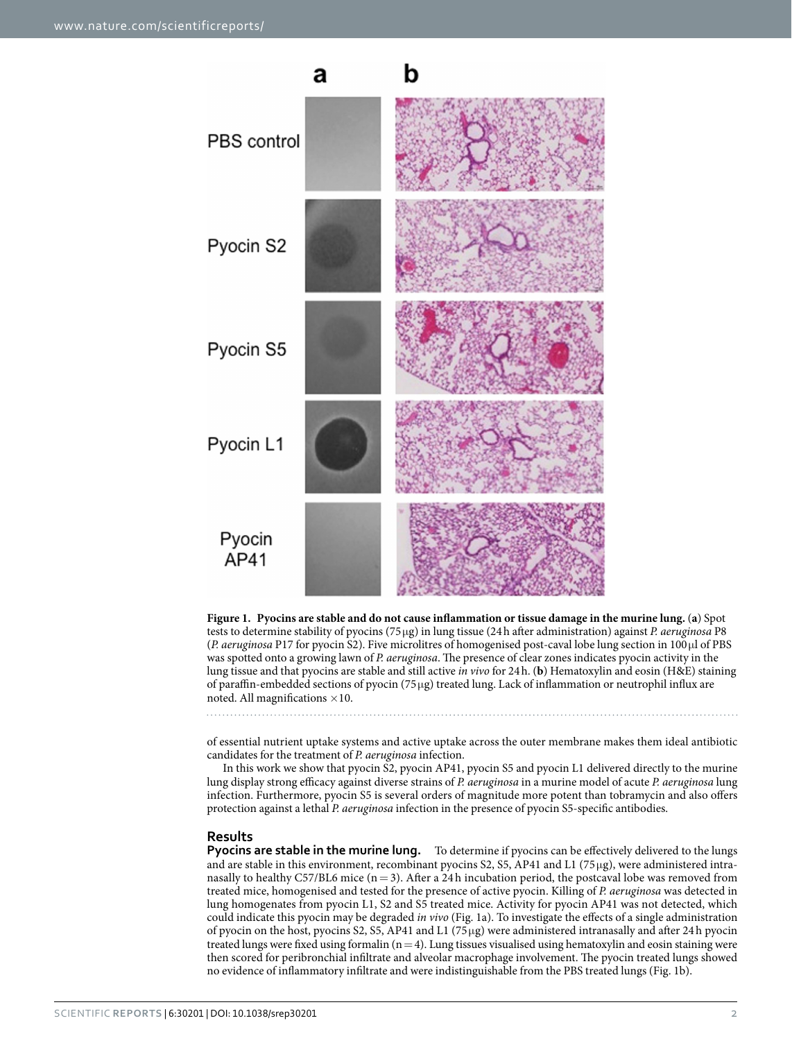**Figure 1. Pyocins are stable and do not cause inflammation or tissue damage in the murine lung.** (**a**) Spot tests to determine stability of pyocins (75 μg) in lung tissue (24 h after administration) against *P. aeruginosa* P8 (*P. aeruginosa* P17 for pyocin S2). Five microlitres of homogenised post-caval lobe lung section in 100 μl of PBS was spotted onto a growing lawn of *P. aeruginosa*. The presence of clear zones indicates pyocin activity in the lung tissue and that pyocins are stable and still active *in vivo* for 24 h. (**b**) Hematoxylin and eosin (H&E) staining of paraffin-embedded sections of pyocin (75 μg) treated lung. Lack of inflammation or neutrophil influx are noted. All magnifications ×10.

of essential nutrient uptake systems and active uptake across the outer membrane makes them ideal antibiotic candidates for the treatment of *P. aeruginosa* infection.

In this work we show that pyocin S2, pyocin AP41, pyocin S5 and pyocin L1 delivered directly to the murine lung display strong efficacy against diverse strains of *P. aeruginosa* in a murine model of acute *P. aeruginosa* lung infection. Furthermore, pyocin S5 is several orders of magnitude more potent than tobramycin and also offers protection against a lethal *P. aeruginosa* infection in the presence of pyocin S5-specific antibodies.

## Results

**Pyocins are stable in the murine lung.** To determine if pyocins can be effectively delivered to the lungs and are stable in this environment, recombinant pyocins S2, S5, AP41 and L1 (75 μg), were administered intranasally to healthy C57/BL6 mice ($n = 3$). After a 24 h incubation period, the postcaval lobe was removed from treated mice, homogenised and tested for the presence of active pyocin. Killing of *P. aeruginosa* was detected in lung homogenates from pyocin L1, S2 and S5 treated mice. Activity for pyocin AP41 was not detected, which could indicate this pyocin may be degraded *in vivo* (Fig. 1a). To investigate the effects of a single administration of pyocin on the host, pyocins S2, S5, AP41 and L1 (75 μg) were administered intranasally and after 24 h pyocin treated lungs were fixed using formalin ($n = 4$). Lung tissues visualised using hematoxylin and eosin staining were then scored for peribronchial infiltrate and alveolar macrophage involvement. The pyocin treated lungs showed no evidence of inflammatory infiltrate and were indistinguishable from the PBS treated lungs (Fig. 1b).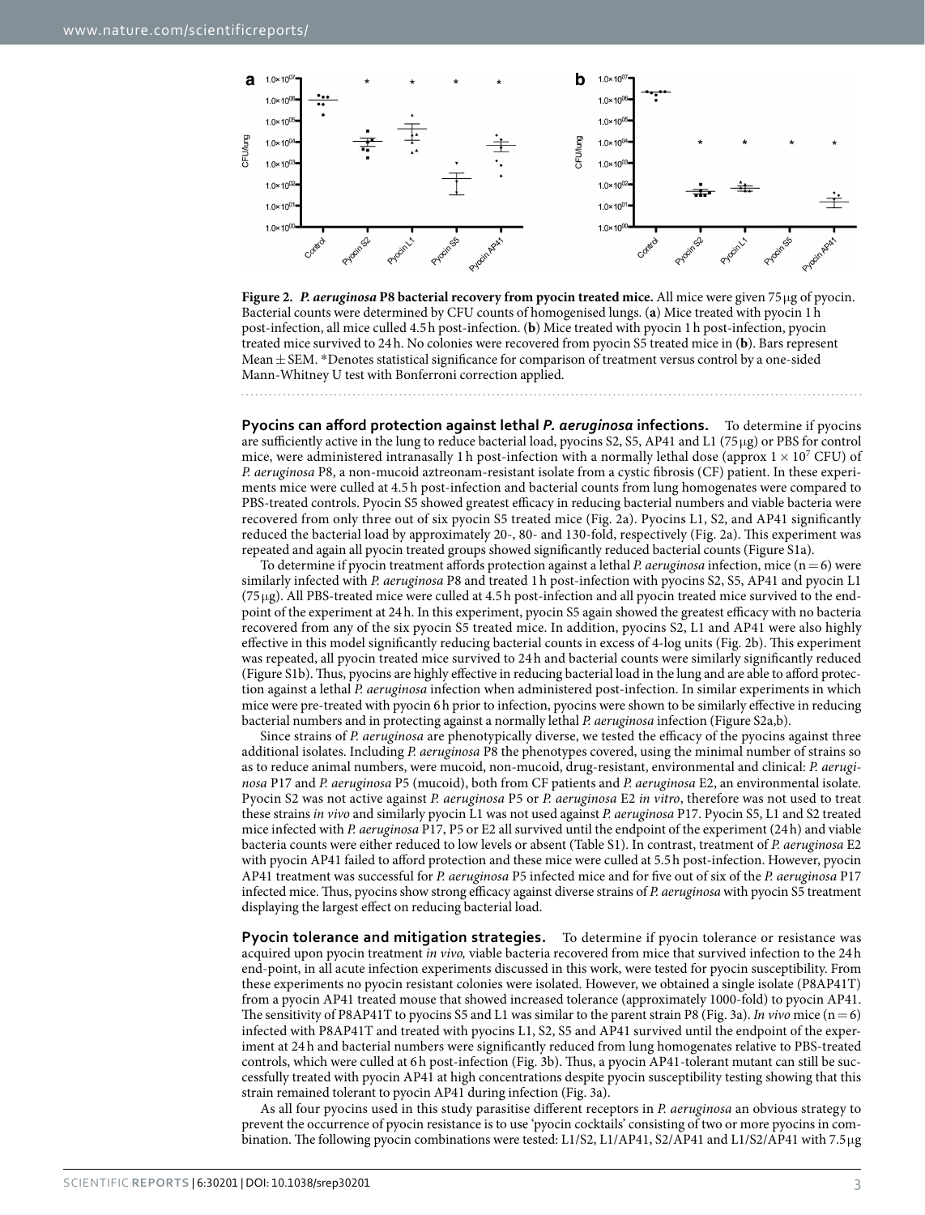**Figure 2.** ***P. aeruginosa*** **P8 bacterial recovery from pyocin treated mice.** All mice were given 75 µg of pyocin. Bacterial counts were determined by CFU counts of homogenised lungs. (**a**) Mice treated with pyocin 1 h post-infection, all mice culled 4.5 h post-infection. (**b**) Mice treated with pyocin 1 h post-infection, pyocin treated mice survived to 24 h. No colonies were recovered from pyocin S5 treated mice in (**b**). Bars represent Mean ± SEM. *Denotes statistical significance for comparison of treatment versus control by a one-sided Mann-Whitney U test with Bonferroni correction applied.

**Pyocins can afford protection against lethal *P. aeruginosa* infections.** To determine if pyocins are sufficiently active in the lung to reduce bacterial load, pyocins S2, S5, AP41 and L1 (75 µg) or PBS for control mice, were administered intranasally 1 h post-infection with a normally lethal dose (approx $1 \times 10^7$ CFU) of *P. aeruginosa* P8, a non-mucoid aztreonam-resistant isolate from a cystic fibrosis (CF) patient. In these experiments mice were culled at 4.5 h post-infection and bacterial counts from lung homogenates were compared to PBS-treated controls. Pyocin S5 showed greatest efficacy in reducing bacterial numbers and viable bacteria were recovered from only three out of six pyocin S5 treated mice (Fig. 2a). Pyocins L1, S2, and AP41 significantly reduced the bacterial load by approximately 20-, 80- and 130-fold, respectively (Fig. 2a). This experiment was repeated and again all pyocin treated groups showed significantly reduced bacterial counts (Figure S1a).

To determine if pyocin treatment affords protection against a lethal *P. aeruginosa* infection, mice (n = 6) were similarly infected with *P. aeruginosa* P8 and treated 1 h post-infection with pyocins S2, S5, AP41 and pyocin L1 (75 µg). All PBS-treated mice were culled at 4.5 h post-infection and all pyocin treated mice survived to the end-point of the experiment at 24 h. In this experiment, pyocin S5 again showed the greatest efficacy with no bacteria recovered from any of the six pyocin S5 treated mice. In addition, pyocins S2, L1 and AP41 were also highly effective in this model significantly reducing bacterial counts in excess of 4-log units (Fig. 2b). This experiment was repeated, all pyocin treated mice survived to 24 h and bacterial counts were similarly significantly reduced (Figure S1b). Thus, pyocins are highly effective in reducing bacterial load in the lung and are able to afford protection against a lethal *P. aeruginosa* infection when administered post-infection. In similar experiments in which mice were pre-treated with pyocin 6 h prior to infection, pyocins were shown to be similarly effective in reducing bacterial numbers and in protecting against a normally lethal *P. aeruginosa* infection (Figure S2a,b).

Since strains of *P. aeruginosa* are phenotypically diverse, we tested the efficacy of the pyocins against three additional isolates. Including *P. aeruginosa* P8 the phenotypes covered, using the minimal number of strains so as to reduce animal numbers, were mucoid, non-mucoid, drug-resistant, environmental and clinical: *P. aeruginosa* P17 and *P. aeruginosa* P5 (mucoid), both from CF patients and *P. aeruginosa* E2, an environmental isolate. Pyocin S2 was not active against *P. aeruginosa* P5 or *P. aeruginosa* E2 *in vitro*, therefore was not used to treat these strains *in vivo* and similarly pyocin L1 was not used against *P. aeruginosa* P17. Pyocin S5, L1 and S2 treated mice infected with *P. aeruginosa* P17, P5 or E2 all survived until the endpoint of the experiment (24 h) and viable bacteria counts were either reduced to low levels or absent (Table S1). In contrast, treatment of *P. aeruginosa* E2 with pyocin AP41 failed to afford protection and these mice were culled at 5.5 h post-infection. However, pyocin AP41 treatment was successful for *P. aeruginosa* P5 infected mice and for five out of six of the *P. aeruginosa* P17 infected mice. Thus, pyocins show strong efficacy against diverse strains of *P. aeruginosa* with pyocin S5 treatment displaying the largest effect on reducing bacterial load.

**Pyocin tolerance and mitigation strategies.** To determine if pyocin tolerance or resistance was acquired upon pyocin treatment *in vivo,* viable bacteria recovered from mice that survived infection to the 24 h end-point, in all acute infection experiments discussed in this work, were tested for pyocin susceptibility. From these experiments no pyocin resistant colonies were isolated. However, we obtained a single isolate (P8AP41T) from a pyocin AP41 treated mouse that showed increased tolerance (approximately 1000-fold) to pyocin AP41. The sensitivity of P8AP41T to pyocins S5 and L1 was similar to the parent strain P8 (Fig. 3a). *In vivo* mice (n = 6) infected with P8AP41T and treated with pyocins L1, S2, S5 and AP41 survived until the endpoint of the experiment at 24 h and bacterial numbers were significantly reduced from lung homogenates relative to PBS-treated controls, which were culled at 6 h post-infection (Fig. 3b). Thus, a pyocin AP41-tolerant mutant can still be successfully treated with pyocin AP41 at high concentrations despite pyocin susceptibility testing showing that this strain remained tolerant to pyocin AP41 during infection (Fig. 3a).

As all four pyocins used in this study parasitise different receptors in *P. aeruginosa* an obvious strategy to prevent the occurrence of pyocin resistance is to use 'pyocin cocktails' consisting of two or more pyocins in combination. The following pyocin combinations were tested: L1/S2, L1/AP41, S2/AP41 and L1/S2/AP41 with 7.5 µg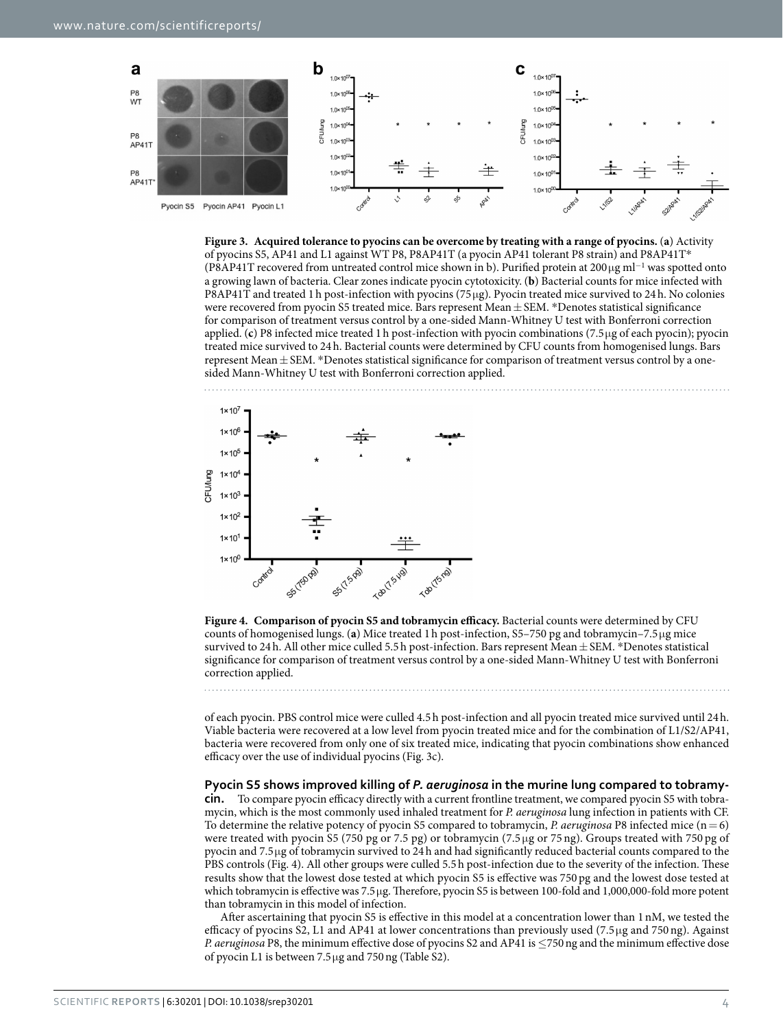**Figure 3. Acquired tolerance to pyocins can be overcome by treating with a range of pyocins.** (**a**) Activity of pyocins S5, AP41 and L1 against WT P8, P8AP41T (a pyocin AP41 tolerant P8 strain) and P8AP41T* (P8AP41T recovered from untreated control mice shown in b). Purified protein at 200 μg ml$^{-1}$ was spotted onto a growing lawn of bacteria. Clear zones indicate pyocin cytotoxicity. (**b**) Bacterial counts for mice infected with P8AP41T and treated 1 h post-infection with pyocins (75 μg). Pyocin treated mice survived to 24 h. No colonies were recovered from pyocin S5 treated mice. Bars represent Mean ± SEM. *Denotes statistical significance for comparison of treatment versus control by a one-sided Mann-Whitney U test with Bonferroni correction applied. (**c**) P8 infected mice treated 1 h post-infection with pyocin combinations (7.5 μg of each pyocin); pyocin treated mice survived to 24 h. Bacterial counts were determined by CFU counts from homogenised lungs. Bars represent Mean ± SEM. *Denotes statistical significance for comparison of treatment versus control by a one-sided Mann-Whitney U test with Bonferroni correction applied.

**Figure 4. Comparison of pyocin S5 and tobramycin efficacy.** Bacterial counts were determined by CFU counts of homogenised lungs. (**a**) Mice treated 1 h post-infection, S5–750 pg and tobramycin–7.5 μg mice survived to 24 h. All other mice culled 5.5 h post-infection. Bars represent Mean ± SEM. *Denotes statistical significance for comparison of treatment versus control by a one-sided Mann-Whitney U test with Bonferroni correction applied.

of each pyocin. PBS control mice were culled 4.5 h post-infection and all pyocin treated mice survived until 24 h. Viable bacteria were recovered at a low level from pyocin treated mice and for the combination of L1/S2/AP41, bacteria were recovered from only one of six treated mice, indicating that pyocin combinations show enhanced efficacy over the use of individual pyocins (Fig. 3c).

### Pyocin S5 shows improved killing of *P. aeruginosa* in the murine lung compared to tobramycin.

To compare pyocin efficacy directly with a current frontline treatment, we compared pyocin S5 with tobramycin, which is the most commonly used inhaled treatment for *P. aeruginosa* lung infection in patients with CF. To determine the relative potency of pyocin S5 compared to tobramycin, *P. aeruginosa* P8 infected mice ($n = 6$) were treated with pyocin S5 (750 pg or 7.5 pg) or tobramycin (7.5 μg or 75 ng). Groups treated with 750 pg of pyocin and 7.5 μg of tobramycin survived to 24 h and had significantly reduced bacterial counts compared to the PBS controls (Fig. 4). All other groups were culled 5.5 h post-infection due to the severity of the infection. These results show that the lowest dose tested at which pyocin S5 is effective was 750 pg and the lowest dose tested at which tobramycin is effective was 7.5 μg. Therefore, pyocin S5 is between 100-fold and 1,000,000-fold more potent than tobramycin in this model of infection.

After ascertaining that pyocin S5 is effective in this model at a concentration lower than 1 nM, we tested the efficacy of pyocins S2, L1 and AP41 at lower concentrations than previously used (7.5 μg and 750 ng). Against *P. aeruginosa* P8, the minimum effective dose of pyocins S2 and AP41 is ≤750 ng and the minimum effective dose of pyocin L1 is between 7.5 μg and 750 ng (Table S2).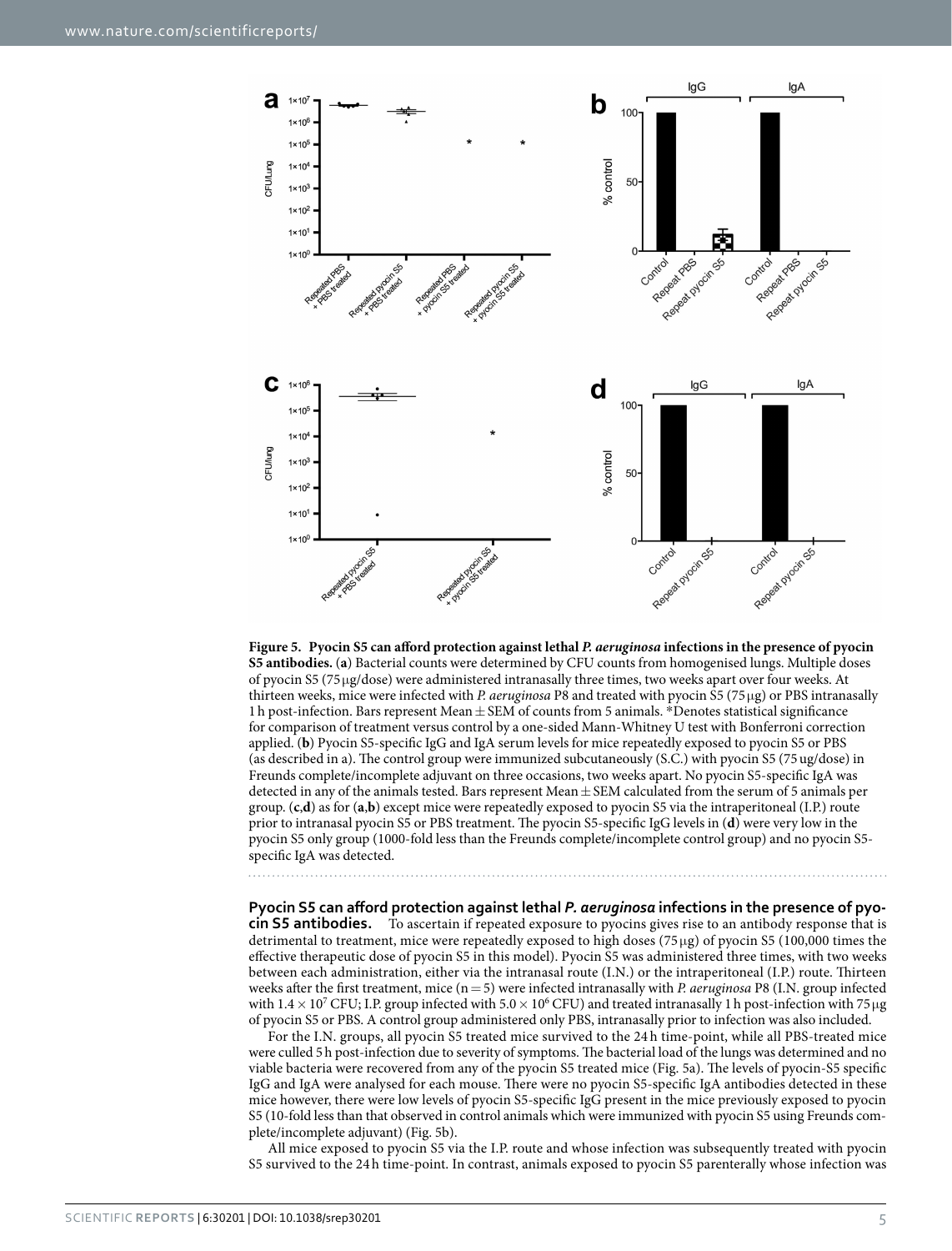**Figure 5. Pyocin S5 can afford protection against lethal *P. aeruginosa* infections in the presence of pyocin S5 antibodies.** (**a**) Bacterial counts were determined by CFU counts from homogenised lungs. Multiple doses of pyocin S5 (75 μg/dose) were administered intranasally three times, two weeks apart over four weeks. At thirteen weeks, mice were infected with *P. aeruginosa* P8 and treated with pyocin S5 (75 μg) or PBS intranasally 1 h post-infection. Bars represent Mean ± SEM of counts from 5 animals. *Denotes statistical significance for comparison of treatment versus control by a one-sided Mann-Whitney U test with Bonferroni correction applied. (**b**) Pyocin S5-specific IgG and IgA serum levels for mice repeatedly exposed to pyocin S5 or PBS (as described in a). The control group were immunized subcutaneously (S.C.) with pyocin S5 (75 ug/dose) in Freunds complete/incomplete adjuvant on three occasions, two weeks apart. No pyocin S5-specific IgA was detected in any of the animals tested. Bars represent Mean ± SEM calculated from the serum of 5 animals per group. (**c**,**d**) as for (**a**,**b**) except mice were repeatedly exposed to pyocin S5 via the intraperitoneal (I.P.) route prior to intranasal pyocin S5 or PBS treatment. The pyocin S5-specific IgG levels in (**d**) were very low in the pyocin S5 only group (1000-fold less than the Freunds complete/incomplete control group) and no pyocin S5-specific IgA was detected.

**Pyocin S5 can afford protection against lethal *P. aeruginosa* infections in the presence of pyocin S5 antibodies.** To ascertain if repeated exposure to pyocins gives rise to an antibody response that is detrimental to treatment, mice were repeatedly exposed to high doses (75 μg) of pyocin S5 (100,000 times the effective therapeutic dose of pyocin S5 in this model). Pyocin S5 was administered three times, with two weeks between each administration, either via the intranasal route (I.N.) or the intraperitoneal (I.P.) route. Thirteen weeks after the first treatment, mice ($n = 5$) were infected intranasally with *P. aeruginosa* P8 (I.N. group infected with $1.4 \times 10^7$ CFU; I.P. group infected with $5.0 \times 10^6$ CFU) and treated intranasally 1 h post-infection with 75 μg of pyocin S5 or PBS. A control group administered only PBS, intranasally prior to infection was also included.

For the I.N. groups, all pyocin S5 treated mice survived to the 24 h time-point, while all PBS-treated mice were culled 5 h post-infection due to severity of symptoms. The bacterial load of the lungs was determined and no viable bacteria were recovered from any of the pyocin S5 treated mice (Fig. 5a). The levels of pyocin-S5 specific IgG and IgA were analysed for each mouse. There were no pyocin S5-specific IgA antibodies detected in these mice however, there were low levels of pyocin S5-specific IgG present in the mice previously exposed to pyocin S5 (10-fold less than that observed in control animals which were immunized with pyocin S5 using Freunds complete/incomplete adjuvant) (Fig. 5b).

All mice exposed to pyocin S5 via the I.P. route and whose infection was subsequently treated with pyocin S5 survived to the 24 h time-point. In contrast, animals exposed to pyocin S5 parenterally whose infection was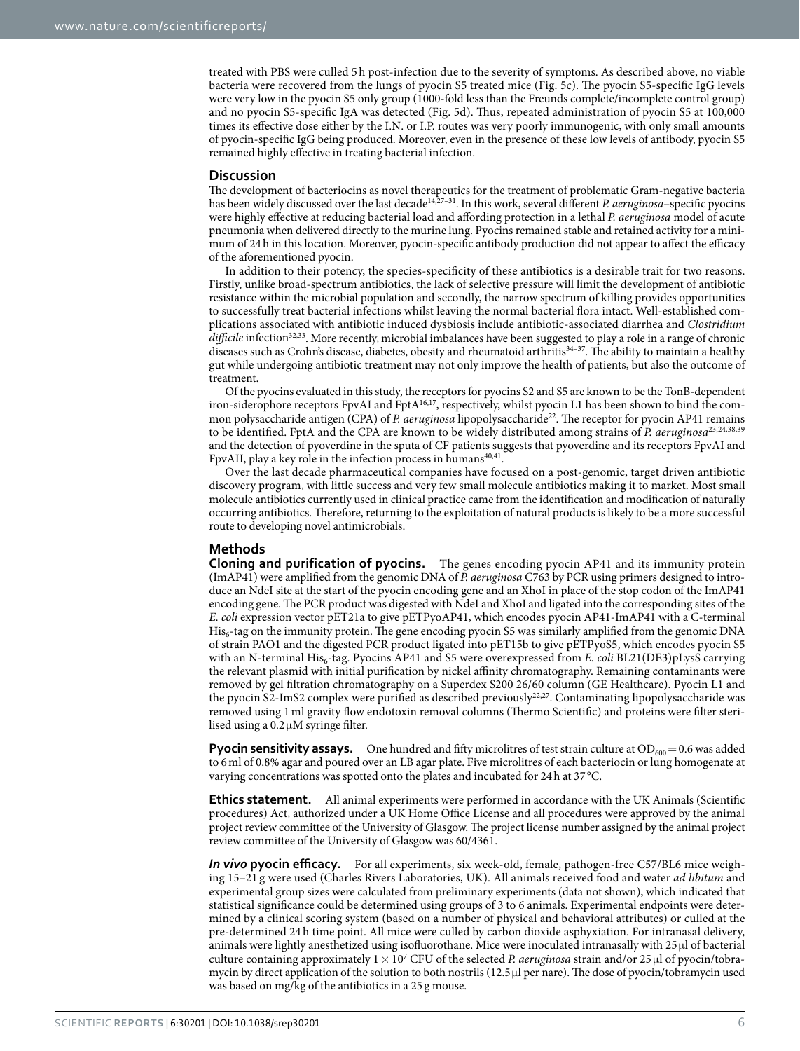treated with PBS were culled 5 h post-infection due to the severity of symptoms. As described above, no viable bacteria were recovered from the lungs of pyocin S5 treated mice (Fig. 5c). The pyocin S5-specific IgG levels were very low in the pyocin S5 only group (1000-fold less than the Freunds complete/incomplete control group) and no pyocin S5-specific IgA was detected (Fig. 5d). Thus, repeated administration of pyocin S5 at 100,000 times its effective dose either by the I.N. or I.P. routes was very poorly immunogenic, with only small amounts of pyocin-specific IgG being produced. Moreover, even in the presence of these low levels of antibody, pyocin S5 remained highly effective in treating bacterial infection.

## Discussion

The development of bacteriocins as novel therapeutics for the treatment of problematic Gram-negative bacteria has been widely discussed over the last decade[14,27–31]. In this work, several different *P. aeruginosa*–specific pyocins were highly effective at reducing bacterial load and affording protection in a lethal *P. aeruginosa* model of acute pneumonia when delivered directly to the murine lung. Pyocins remained stable and retained activity for a minimum of 24 h in this location. Moreover, pyocin-specific antibody production did not appear to affect the efficacy of the aforementioned pyocin.

In addition to their potency, the species-specificity of these antibiotics is a desirable trait for two reasons. Firstly, unlike broad-spectrum antibiotics, the lack of selective pressure will limit the development of antibiotic resistance within the microbial population and secondly, the narrow spectrum of killing provides opportunities to successfully treat bacterial infections whilst leaving the normal bacterial flora intact. Well-established complications associated with antibiotic induced dysbiosis include antibiotic-associated diarrhea and *Clostridium difficile* infection[32,33]. More recently, microbial imbalances have been suggested to play a role in a range of chronic diseases such as Crohn's disease, diabetes, obesity and rheumatoid arthritis[34–37]. The ability to maintain a healthy gut while undergoing antibiotic treatment may not only improve the health of patients, but also the outcome of treatment.

Of the pyocins evaluated in this study, the receptors for pyocins S2 and S5 are known to be the TonB-dependent iron-siderophore receptors FpvAI and FptA[16,17], respectively, whilst pyocin L1 has been shown to bind the common polysaccharide antigen (CPA) of *P. aeruginosa* lipopolysaccharide[22]. The receptor for pyocin AP41 remains to be identified. FptA and the CPA are known to be widely distributed among strains of *P. aeruginosa*[23,24,38,39] and the detection of pyoverdine in the sputa of CF patients suggests that pyoverdine and its receptors FpvAI and FpvAII, play a key role in the infection process in humans[40,41].

Over the last decade pharmaceutical companies have focused on a post-genomic, target driven antibiotic discovery program, with little success and very few small molecule antibiotics making it to market. Most small molecule antibiotics currently used in clinical practice came from the identification and modification of naturally occurring antibiotics. Therefore, returning to the exploitation of natural products is likely to be a more successful route to developing novel antimicrobials.

## Methods

**Cloning and purification of pyocins.** The genes encoding pyocin AP41 and its immunity protein (ImAP41) were amplified from the genomic DNA of *P. aeruginosa* C763 by PCR using primers designed to introduce an NdeI site at the start of the pyocin encoding gene and an XhoI in place of the stop codon of the ImAP41 encoding gene. The PCR product was digested with NdeI and XhoI and ligated into the corresponding sites of the *E. coli* expression vector pET21a to give pETPyoAP41, which encodes pyocin AP41-ImAP41 with a C-terminal $His_6$-tag on the immunity protein. The gene encoding pyocin S5 was similarly amplified from the genomic DNA of strain PAO1 and the digested PCR product ligated into pET15b to give pETPyoS5, which encodes pyocin S5 with an N-terminal $His_6$-tag. Pyocins AP41 and S5 were overexpressed from *E. coli* BL21(DE3)pLysS carrying the relevant plasmid with initial purification by nickel affinity chromatography. Remaining contaminants were removed by gel filtration chromatography on a Superdex S200 26/60 column (GE Healthcare). Pyocin L1 and the pyocin S2-ImS2 complex were purified as described previously[22,27]. Contaminating lipopolysaccharide was removed using 1 ml gravity flow endotoxin removal columns (Thermo Scientific) and proteins were filter sterilised using a 0.2 μM syringe filter.

**Pyocin sensitivity assays.** One hundred and fifty microlitres of test strain culture at $OD_{600} = 0.6$ was added to 6 ml of 0.8% agar and poured over an LB agar plate. Five microlitres of each bacteriocin or lung homogenate at varying concentrations was spotted onto the plates and incubated for 24 h at 37 °C.

**Ethics statement.** All animal experiments were performed in accordance with the UK Animals (Scientific procedures) Act, authorized under a UK Home Office License and all procedures were approved by the animal project review committee of the University of Glasgow. The project license number assigned by the animal project review committee of the University of Glasgow was 60/4361.

***In vivo* pyocin efficacy.** For all experiments, six week-old, female, pathogen-free C57/BL6 mice weighing 15–21 g were used (Charles Rivers Laboratories, UK). All animals received food and water *ad libitum* and experimental group sizes were calculated from preliminary experiments (data not shown), which indicated that statistical significance could be determined using groups of 3 to 6 animals. Experimental endpoints were determined by a clinical scoring system (based on a number of physical and behavioral attributes) or culled at the pre-determined 24 h time point. All mice were culled by carbon dioxide asphyxiation. For intranasal delivery, animals were lightly anesthetized using isofluorothane. Mice were inoculated intranasally with 25 μl of bacterial culture containing approximately $1 \times 10^7$ CFU of the selected *P. aeruginosa* strain and/or 25 μl of pyocin/tobramycin by direct application of the solution to both nostrils (12.5 μl per nare). The dose of pyocin/tobramycin used was based on mg/kg of the antibiotics in a 25 g mouse.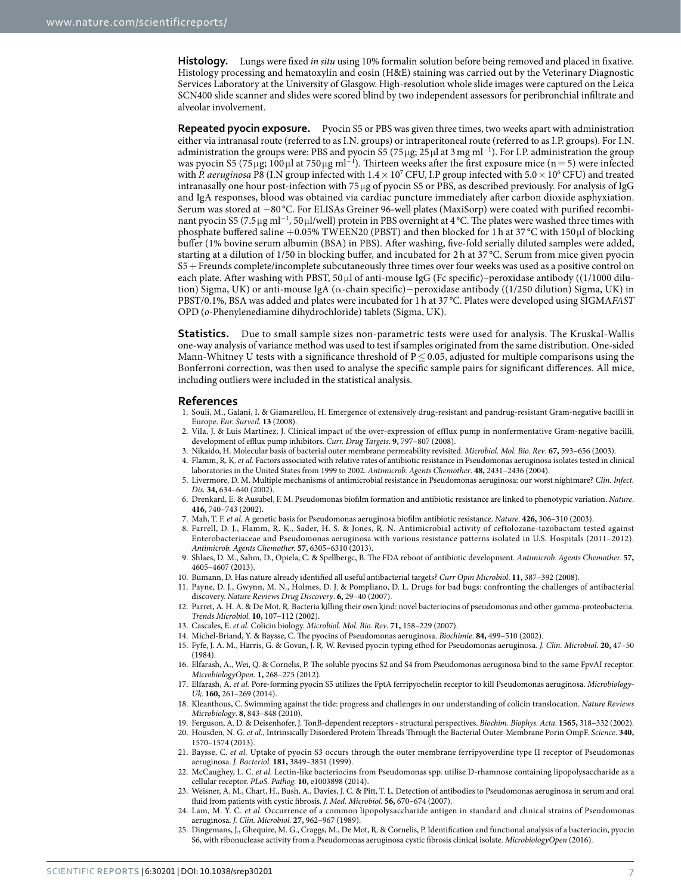**Histology.** Lungs were fixed *in situ* using 10% formalin solution before being removed and placed in fixative. Histology processing and hematoxylin and eosin (H&E) staining was carried out by the Veterinary Diagnostic Services Laboratory at the University of Glasgow. High-resolution whole slide images were captured on the Leica SCN400 slide scanner and slides were scored blind by two independent assessors for peribronchial infiltrate and alveolar involvement.

**Repeated pyocin exposure.** Pyocin S5 or PBS was given three times, two weeks apart with administration either via intranasal route (referred to as I.N. groups) or intraperitoneal route (referred to as I.P. groups). For I.N. administration the groups were: PBS and pyocin S5 (75 μg; 25 μl at 3 mg ml$^{-1}$). For I.P. administration the group was pyocin S5 (75 μg; 100 μl at 750 μg ml$^{-1}$). Thirteen weeks after the first exposure mice (n = 5) were infected with *P. aeruginosa* P8 (I.N group infected with $1.4 \times 10^7$ CFU, I.P group infected with $5.0 \times 10^6$ CFU) and treated intranasally one hour post-infection with 75 μg of pyocin S5 or PBS, as described previously. For analysis of IgG and IgA responses, blood was obtained via cardiac puncture immediately after carbon dioxide asphyxiation. Serum was stored at −80 °C. For ELISAs Greiner 96-well plates (MaxiSorp) were coated with purified recombinant pyocin S5 (7.5 μg ml$^{-1}$, 50 μl/well) protein in PBS overnight at 4 °C. The plates were washed three times with phosphate buffered saline +0.05% TWEEN20 (PBST) and then blocked for 1 h at 37 °C with 150 μl of blocking buffer (1% bovine serum albumin (BSA) in PBS). After washing, five-fold serially diluted samples were added, starting at a dilution of 1/50 in blocking buffer, and incubated for 2 h at 37 °C. Serum from mice given pyocin S5 + Freunds complete/incomplete subcutaneously three times over four weeks was used as a positive control on each plate. After washing with PBST, 50 μl of anti-mouse IgG (Fc specific)–peroxidase antibody ((1/1000 dilution) Sigma, UK) or anti-mouse IgA (α-chain specific)−peroxidase antibody ((1/250 dilution) Sigma, UK) in PBST/0.1%, BSA was added and plates were incubated for 1 h at 37 °C. Plates were developed using SIGMA*FAST* OPD (*o*-Phenylenediamine dihydrochloride) tablets (Sigma, UK).

**Statistics.** Due to small sample sizes non-parametric tests were used for analysis. The Kruskal-Wallis one-way analysis of variance method was used to test if samples originated from the same distribution. One-sided Mann-Whitney U tests with a significance threshold of $P \leq 0.05$, adjusted for multiple comparisons using the Bonferroni correction, was then used to analyse the specific sample pairs for significant differences. All mice, including outliers were included in the statistical analysis.

## References

1. Souli, M., Galani, I. & Giamarellou, H. Emergence of extensively drug-resistant and pandrug-resistant Gram-negative bacilli in Europe. *Eur. Surveil.* **13** (2008).
2. Vila, J. & Luis Martinez, J. Clinical impact of the over-expression of efflux pump in nonfermentative Gram-negative bacilli, development of efflux pump inhibitors. *Curr. Drug Targets*. **9,** 797–807 (2008).
3. Nikaido, H. Molecular basis of bacterial outer membrane permeability revisited. *Microbiol. Mol. Bio. Rev*. **67,** 593–656 (2003).
4. Flamm, R. K. *et al.* Factors associated with relative rates of antibiotic resistance in Pseudomonas aeruginosa isolates tested in clinical laboratories in the United States from 1999 to 2002. *Antimicrob. Agents Chemother*. **48,** 2431–2436 (2004).
5. Livermore, D. M. Multiple mechanisms of antimicrobial resistance in Pseudomonas aeruginosa: our worst nightmare? *Clin. Infect. Dis.* **34,** 634–640 (2002).
6. Drenkard, E. & Ausubel, F. M. Pseudomonas biofilm formation and antibiotic resistance are linked to phenotypic variation. *Nature*. **416,** 740–743 (2002).
7. Mah, T. F. *et al.* A genetic basis for Pseudomonas aeruginosa biofilm antibiotic resistance. *Nature*. **426,** 306–310 (2003).
8. Farrell, D. J., Flamm, R. K., Sader, H. S. & Jones, R. N. Antimicrobial activity of ceftolozane-tazobactam tested against Enterobacteriaceae and Pseudomonas aeruginosa with various resistance patterns isolated in U.S. Hospitals (2011–2012). *Antimicrob. Agents Chemother.* **57,** 6305–6310 (2013).
9. Shlaes, D. M., Sahm, D., Opiela, C. & Spellbergc, B. The FDA reboot of antibiotic development. *Antimicrob. Agents Chemother.* **57,** 4605–4607 (2013).
10. Bumann, D. Has nature already identified all useful antibacterial targets? *Curr Opin Microbiol*. **11,** 387–392 (2008).
11. Payne, D. J., Gwynn, M. N., Holmes, D. J. & Pompliano, D. L. Drugs for bad bugs: confronting the challenges of antibacterial discovery. *Nature Reviews Drug Discovery*. **6,** 29–40 (2007).
12. Parret, A. H. A. & De Mot, R. Bacteria killing their own kind: novel bacteriocins of pseudomonas and other gamma-proteobacteria. *Trends Microbiol.* **10,** 107–112 (2002).
13. Cascales, E. *et al.* Colicin biology. *Microbiol. Mol. Bio. Rev*. **71,** 158–229 (2007).
14. Michel-Briand, Y. & Baysse, C. The pyocins of Pseudomonas aeruginosa. *Biochimie*. **84,** 499–510 (2002).
15. Fyfe, J. A. M., Harris, G. & Govan, J. R. W. Revised pyocin typing ethod for Pseudomonas aeruginosa. *J. Clin. Microbiol.* **20,** 47–50 (1984).
16. Elfarash, A., Wei, Q. & Cornelis, P. The soluble pyocins S2 and S4 from Pseudomonas aeruginosa bind to the same FpvAI receptor. *MicrobiologyOpen*. **1,** 268–275 (2012).
17. Elfarash, A. *et al.* Pore-forming pyocin S5 utilizes the FptA ferripyochelin receptor to kill Pseudomonas aeruginosa. *Microbiology-Uk*. **160,** 261–269 (2014).
18. Kleanthous, C. Swimming against the tide: progress and challenges in our understanding of colicin translocation. *Nature Reviews Microbiology*. **8,** 843–848 (2010).
19. Ferguson, A. D. & Deisenhofer, J. TonB-dependent receptors - structural perspectives. *Biochim. Biophys. Acta*. **1565,** 318–332 (2002).
20. Housden, N. G. *et al.*, Intrinsically Disordered Protein Threads Through the Bacterial Outer-Membrane Porin OmpF. *Science*. **340,** 1570–1574 (2013).
21. Baysse, C. *et al.* Uptake of pyocin S3 occurs through the outer membrane ferripyoverdine type II receptor of Pseudomonas aeruginosa. *J. Bacteriol.* **181,** 3849–3851 (1999).
22. McCaughey, L. C. *et al.* Lectin-like bacteriocins from Pseudomonas spp. utilise D-rhamnose containing lipopolysaccharide as a cellular receptor. *PLoS. Pathog.* **10,** e1003898 (2014).
23. Weisner, A. M., Chart, H., Bush, A., Davies, J. C. & Pitt, T. L. Detection of antibodies to Pseudomonas aeruginosa in serum and oral fluid from patients with cystic fibrosis. *J. Med. Microbiol.* **56,** 670–674 (2007).
24. Lam, M. Y. C. *et al.* Occurrence of a common lipopolysaccharide antigen in standard and clinical strains of Pseudomonas aeruginosa. *J. Clin. Microbiol.* **27,** 962–967 (1989).
25. Dingemans, J., Ghequire, M. G., Craggs, M., De Mot, R. & Cornelis, P. Identification and functional analysis of a bacteriocin, pyocin S6, with ribonuclease activity from a Pseudomonas aeruginosa cystic fibrosis clinical isolate. *MicrobiologyOpen* (2016).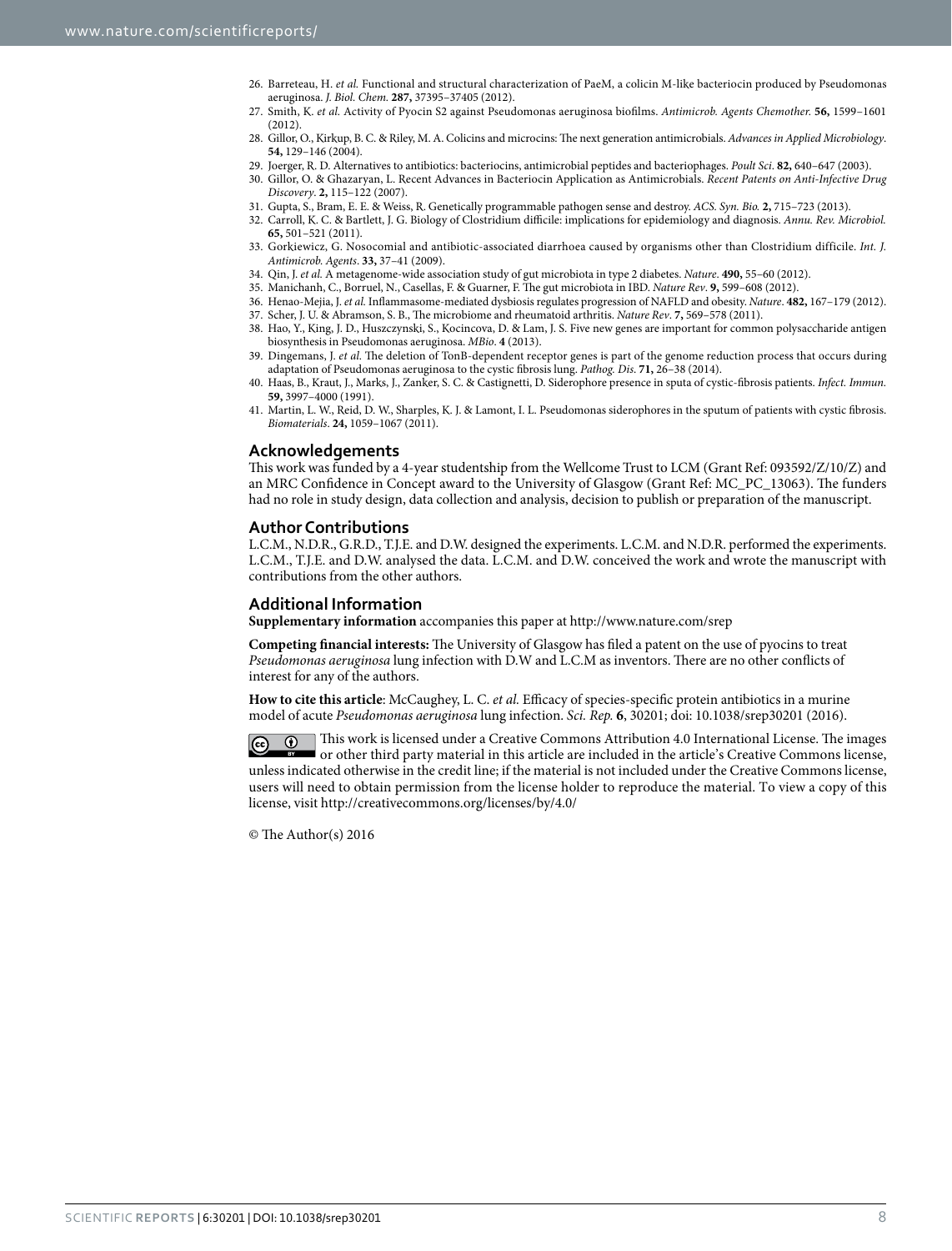26. Barreteau, H. *et al.* Functional and structural characterization of PaeM, a colicin M-like bacteriocin produced by Pseudomonas aeruginosa. *J. Biol. Chem.* **287,** 37395–37405 (2012).
27. Smith, K. *et al.* Activity of Pyocin S2 against Pseudomonas aeruginosa biofilms. *Antimicrob. Agents Chemother.* **56,** 1599–1601 (2012).
28. Gillor, O., Kirkup, B. C. & Riley, M. A. Colicins and microcins: The next generation antimicrobials. *Advances in Applied Microbiology*. **54,** 129–146 (2004).
29. Joerger, R. D. Alternatives to antibiotics: bacteriocins, antimicrobial peptides and bacteriophages. *Poult Sci*. **82,** 640–647 (2003).
30. Gillor, O. & Ghazaryan, L. Recent Advances in Bacteriocin Application as Antimicrobials. *Recent Patents on Anti-Infective Drug Discovery*. **2,** 115–122 (2007).
31. Gupta, S., Bram, E. E. & Weiss, R. Genetically programmable pathogen sense and destroy. *ACS. Syn. Bio.* **2,** 715–723 (2013).
32. Carroll, K. C. & Bartlett, J. G. Biology of Clostridium difficile: implications for epidemiology and diagnosis. *Annu. Rev. Microbiol.* **65,** 501–521 (2011).
33. Gorkiewicz, G. Nosocomial and antibiotic-associated diarrhoea caused by organisms other than Clostridium difficile. *Int. J. Antimicrob. Agents*. **33,** 37–41 (2009).
34. Qin, J. *et al.* A metagenome-wide association study of gut microbiota in type 2 diabetes. *Nature*. **490,** 55–60 (2012).
35. Manichanh, C., Borruel, N., Casellas, F. & Guarner, F. The gut microbiota in IBD. *Nature Rev*. **9,** 599–608 (2012).
36. Henao-Mejia, J. *et al.* Inflammasome-mediated dysbiosis regulates progression of NAFLD and obesity. *Nature*. **482,** 167–179 (2012).
37. Scher, J. U. & Abramson, S. B., The microbiome and rheumatoid arthritis. *Nature Rev*. **7,** 569–578 (2011).
38. Hao, Y., King, J. D., Huszczynski, S., Kocincova, D. & Lam, J. S. Five new genes are important for common polysaccharide antigen biosynthesis in Pseudomonas aeruginosa. *MBio*. **4** (2013).
39. Dingemans, J. *et al.* The deletion of TonB-dependent receptor genes is part of the genome reduction process that occurs during adaptation of Pseudomonas aeruginosa to the cystic fibrosis lung. *Pathog. Dis*. **71,** 26–38 (2014).
40. Haas, B., Kraut, J., Marks, J., Zanker, S. C. & Castignetti, D. Siderophore presence in sputa of cystic-fibrosis patients. *Infect. Immun.* **59,** 3997–4000 (1991).
41. Martin, L. W., Reid, D. W., Sharples, K. J. & Lamont, I. L. Pseudomonas siderophores in the sputum of patients with cystic fibrosis. *Biomaterials*. **24,** 1059–1067 (2011).

## Acknowledgements

This work was funded by a 4-year studentship from the Wellcome Trust to LCM (Grant Ref: 093592/Z/10/Z) and an MRC Confidence in Concept award to the University of Glasgow (Grant Ref: MC_PC_13063). The funders had no role in study design, data collection and analysis, decision to publish or preparation of the manuscript.

## Author Contributions

L.C.M., N.D.R., G.R.D., T.J.E. and D.W. designed the experiments. L.C.M. and N.D.R. performed the experiments. L.C.M., T.J.E. and D.W. analysed the data. L.C.M. and D.W. conceived the work and wrote the manuscript with contributions from the other authors.

## Additional Information

**Supplementary information** accompanies this paper at http://www.nature.com/srep

**Competing financial interests:** The University of Glasgow has filed a patent on the use of pyocins to treat *Pseudomonas aeruginosa* lung infection with D.W and L.C.M as inventors. There are no other conflicts of interest for any of the authors.

**How to cite this article**: McCaughey, L. C. *et al.* Efficacy of species-specific protein antibiotics in a murine model of acute *Pseudomonas aeruginosa* lung infection. *Sci. Rep.* **6**, 30201; doi: 10.1038/srep30201 (2016).

This work is licensed under a Creative Commons Attribution 4.0 International License. The images or other third party material in this article are included in the article's Creative Commons license, unless indicated otherwise in the credit line; if the material is not included under the Creative Commons license, users will need to obtain permission from the license holder to reproduce the material. To view a copy of this license, visit http://creativecommons.org/licenses/by/4.0/

© The Author(s) 2016